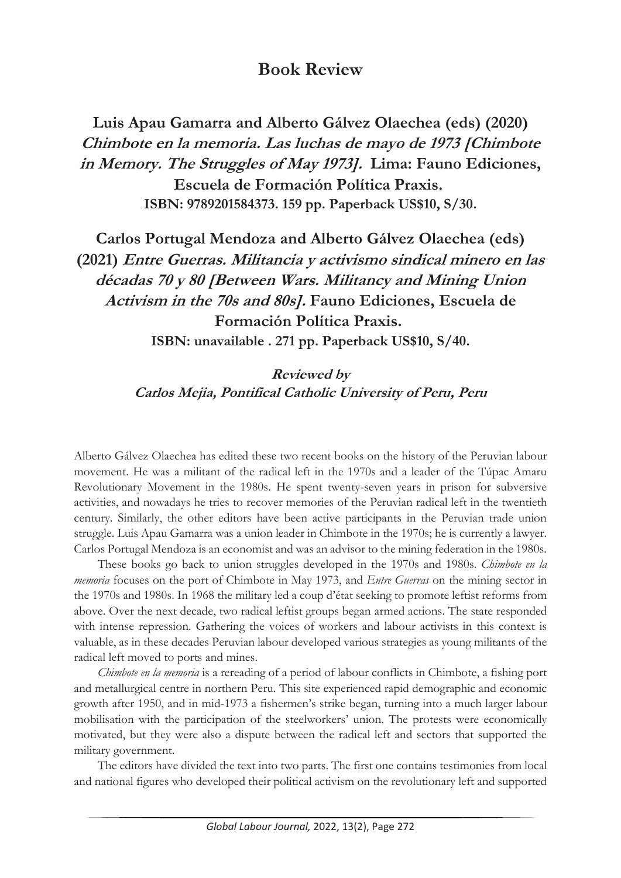# Book Review

**Luis Apau Gamarra and Alberto Gálvez Olaechea (eds) (2020) *Chimbote en la memoria. Las luchas de mayo de 1973 [Chimbote in Memory. The Struggles of May 1973].* Lima: Fauno Ediciones, Escuela de Formación Política Praxis.**
**ISBN: 9789201584373. 159 pp. Paperback US$10, S/30.**

**Carlos Portugal Mendoza and Alberto Gálvez Olaechea (eds) (2021) *Entre Guerras. Militancia y activismo sindical minero en las décadas 70 y 80 [Between Wars. Militancy and Mining Union Activism in the 70s and 80s].* Fauno Ediciones, Escuela de Formación Política Praxis.**
**ISBN: unavailable . 271 pp. Paperback US$10, S/40.**

***Reviewed by***
***Carlos Mejia, Pontifical Catholic University of Peru, Peru***

Alberto Gálvez Olaechea has edited these two recent books on the history of the Peruvian labour movement. He was a militant of the radical left in the 1970s and a leader of the Túpac Amaru Revolutionary Movement in the 1980s. He spent twenty-seven years in prison for subversive activities, and nowadays he tries to recover memories of the Peruvian radical left in the twentieth century. Similarly, the other editors have been active participants in the Peruvian trade union struggle. Luis Apau Gamarra was a union leader in Chimbote in the 1970s; he is currently a lawyer. Carlos Portugal Mendoza is an economist and was an advisor to the mining federation in the 1980s.

These books go back to union struggles developed in the 1970s and 1980s. *Chimbote en la memoria* focuses on the port of Chimbote in May 1973, and *Entre Guerras* on the mining sector in the 1970s and 1980s. In 1968 the military led a coup d'état seeking to promote leftist reforms from above. Over the next decade, two radical leftist groups began armed actions. The state responded with intense repression. Gathering the voices of workers and labour activists in this context is valuable, as in these decades Peruvian labour developed various strategies as young militants of the radical left moved to ports and mines.

*Chimbote en la memoria* is a rereading of a period of labour conflicts in Chimbote, a fishing port and metallurgical centre in northern Peru. This site experienced rapid demographic and economic growth after 1950, and in mid-1973 a fishermen's strike began, turning into a much larger labour mobilisation with the participation of the steelworkers' union. The protests were economically motivated, but they were also a dispute between the radical left and sectors that supported the military government.

The editors have divided the text into two parts. The first one contains testimonies from local and national figures who developed their political activism on the revolutionary left and supported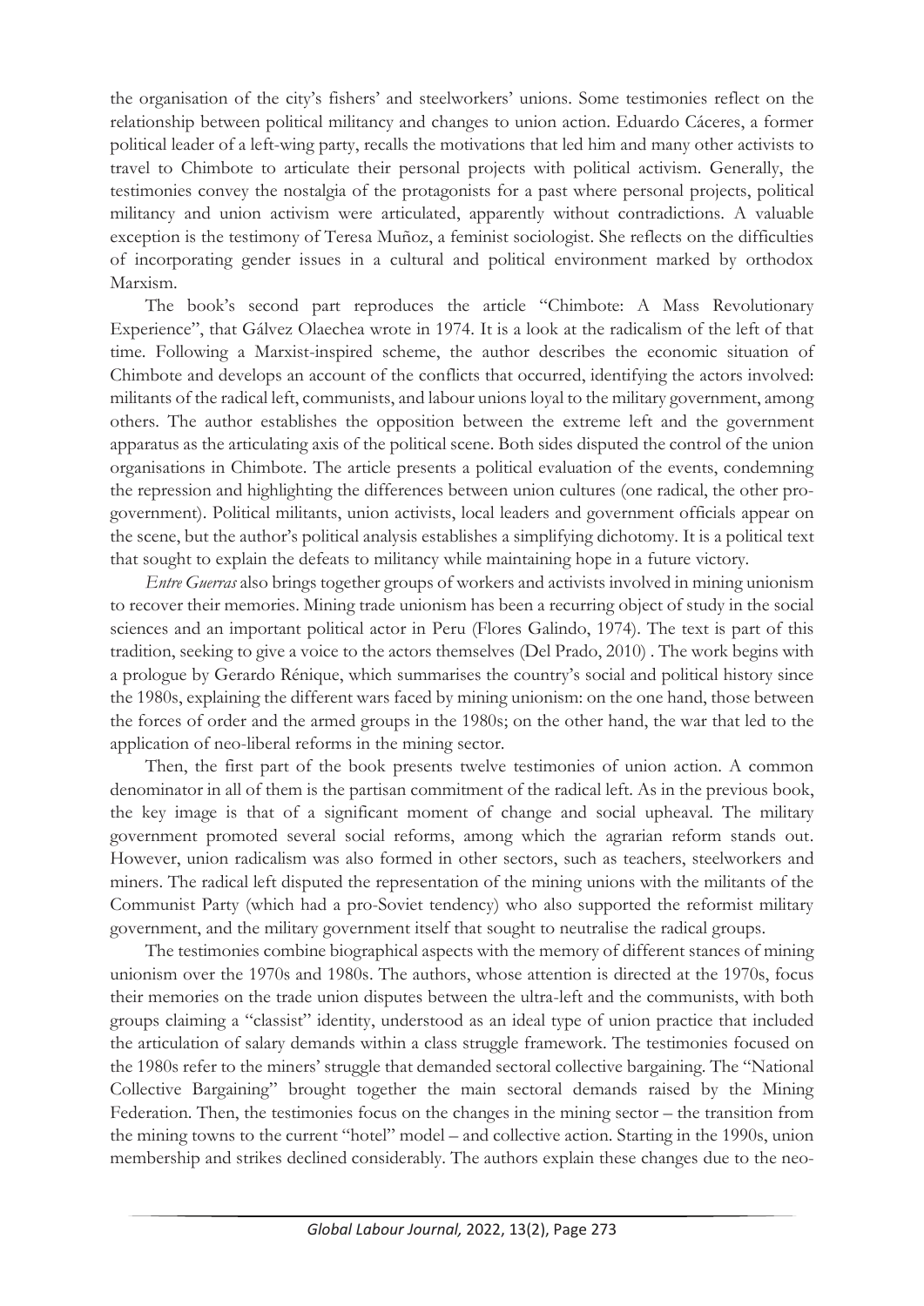the organisation of the city's fishers' and steelworkers' unions. Some testimonies reflect on the relationship between political militancy and changes to union action. Eduardo Cáceres, a former political leader of a left-wing party, recalls the motivations that led him and many other activists to travel to Chimbote to articulate their personal projects with political activism. Generally, the testimonies convey the nostalgia of the protagonists for a past where personal projects, political militancy and union activism were articulated, apparently without contradictions. A valuable exception is the testimony of Teresa Muñoz, a feminist sociologist. She reflects on the difficulties of incorporating gender issues in a cultural and political environment marked by orthodox Marxism.

The book's second part reproduces the article "Chimbote: A Mass Revolutionary Experience", that Gálvez Olaechea wrote in 1974. It is a look at the radicalism of the left of that time. Following a Marxist-inspired scheme, the author describes the economic situation of Chimbote and develops an account of the conflicts that occurred, identifying the actors involved: militants of the radical left, communists, and labour unions loyal to the military government, among others. The author establishes the opposition between the extreme left and the government apparatus as the articulating axis of the political scene. Both sides disputed the control of the union organisations in Chimbote. The article presents a political evaluation of the events, condemning the repression and highlighting the differences between union cultures (one radical, the other pro-government). Political militants, union activists, local leaders and government officials appear on the scene, but the author's political analysis establishes a simplifying dichotomy. It is a political text that sought to explain the defeats to militancy while maintaining hope in a future victory.

*Entre Guerras* also brings together groups of workers and activists involved in mining unionism to recover their memories. Mining trade unionism has been a recurring object of study in the social sciences and an important political actor in Peru (Flores Galindo, 1974). The text is part of this tradition, seeking to give a voice to the actors themselves (Del Prado, 2010) . The work begins with a prologue by Gerardo Rénique, which summarises the country's social and political history since the 1980s, explaining the different wars faced by mining unionism: on the one hand, those between the forces of order and the armed groups in the 1980s; on the other hand, the war that led to the application of neo-liberal reforms in the mining sector.

Then, the first part of the book presents twelve testimonies of union action. A common denominator in all of them is the partisan commitment of the radical left. As in the previous book, the key image is that of a significant moment of change and social upheaval. The military government promoted several social reforms, among which the agrarian reform stands out. However, union radicalism was also formed in other sectors, such as teachers, steelworkers and miners. The radical left disputed the representation of the mining unions with the militants of the Communist Party (which had a pro-Soviet tendency) who also supported the reformist military government, and the military government itself that sought to neutralise the radical groups.

The testimonies combine biographical aspects with the memory of different stances of mining unionism over the 1970s and 1980s. The authors, whose attention is directed at the 1970s, focus their memories on the trade union disputes between the ultra-left and the communists, with both groups claiming a "classist" identity, understood as an ideal type of union practice that included the articulation of salary demands within a class struggle framework. The testimonies focused on the 1980s refer to the miners' struggle that demanded sectoral collective bargaining. The "National Collective Bargaining" brought together the main sectoral demands raised by the Mining Federation. Then, the testimonies focus on the changes in the mining sector – the transition from the mining towns to the current "hotel" model – and collective action. Starting in the 1990s, union membership and strikes declined considerably. The authors explain these changes due to the neo-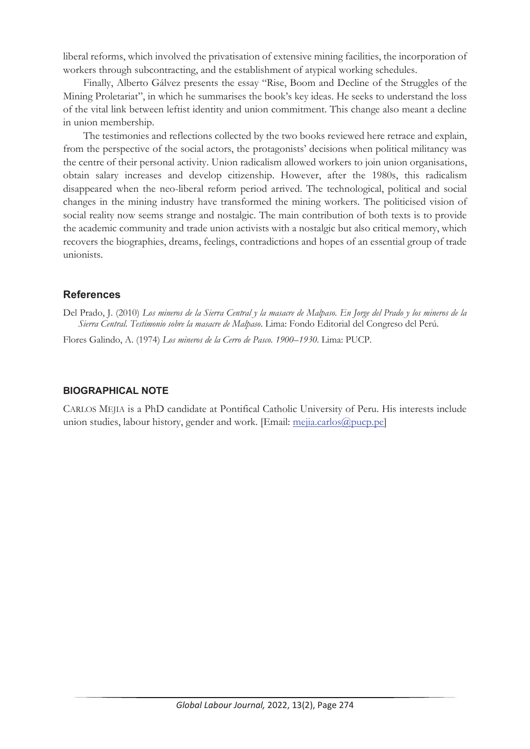liberal reforms, which involved the privatisation of extensive mining facilities, the incorporation of workers through subcontracting, and the establishment of atypical working schedules.

Finally, Alberto Gálvez presents the essay "Rise, Boom and Decline of the Struggles of the Mining Proletariat", in which he summarises the book's key ideas. He seeks to understand the loss of the vital link between leftist identity and union commitment. This change also meant a decline in union membership.

The testimonies and reflections collected by the two books reviewed here retrace and explain, from the perspective of the social actors, the protagonists' decisions when political militancy was the centre of their personal activity. Union radicalism allowed workers to join union organisations, obtain salary increases and develop citizenship. However, after the 1980s, this radicalism disappeared when the neo-liberal reform period arrived. The technological, political and social changes in the mining industry have transformed the mining workers. The politicised vision of social reality now seems strange and nostalgic. The main contribution of both texts is to provide the academic community and trade union activists with a nostalgic but also critical memory, which recovers the biographies, dreams, feelings, contradictions and hopes of an essential group of trade unionists.

## References

Del Prado, J. (2010) *Los mineros de la Sierra Central y la masacre de Malpaso. En Jorge del Prado y los mineros de la Sierra Central. Testimonio sobre la masacre de Malpaso*. Lima: Fondo Editorial del Congreso del Perú.

Flores Galindo, A. (1974) *Los mineros de la Cerro de Pasco. 1900–1930*. Lima: PUCP.

## BIOGRAPHICAL NOTE

CARLOS MEJIA is a PhD candidate at Pontifical Catholic University of Peru. His interests include union studies, labour history, gender and work. [Email: mejia.carlos@pucp.pe]